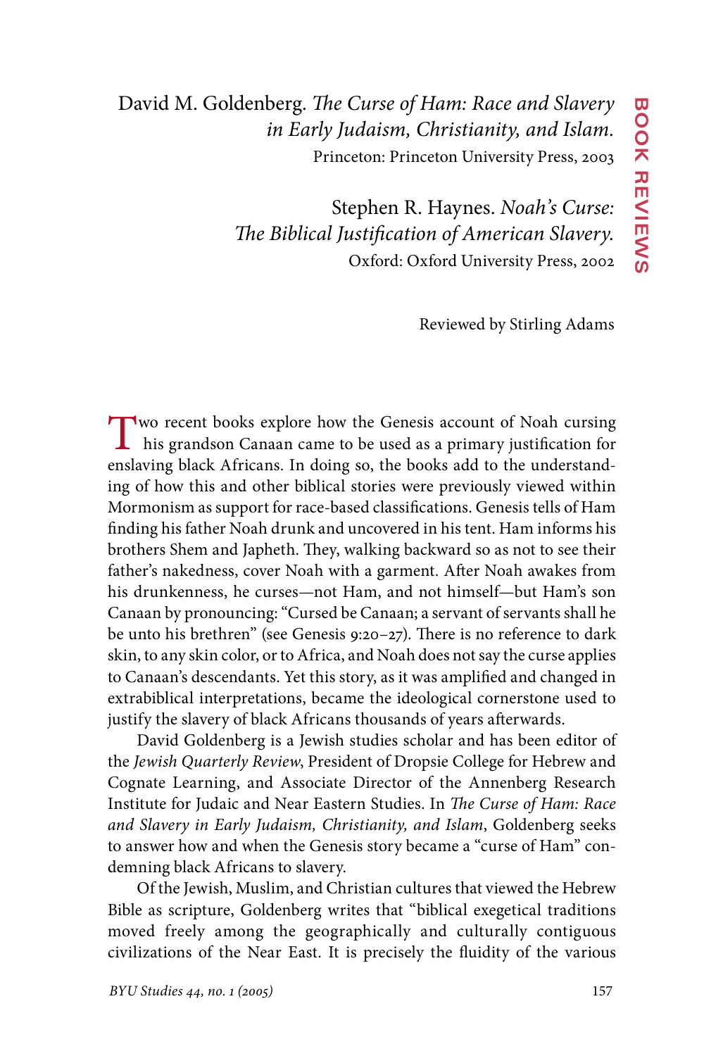David M. Goldenberg. *The Curse of Ham: Race and Slavery in Early Judaism, Christianity, and Islam.*
Princeton: Princeton University Press, 2003

Stephen R. Haynes. *Noah's Curse: The Biblical Justification of American Slavery.*
Oxford: Oxford University Press, 2002

Reviewed by Stirling Adams

Two recent books explore how the Genesis account of Noah cursing his grandson Canaan came to be used as a primary justification for enslaving black Africans. In doing so, the books add to the understanding of how this and other biblical stories were previously viewed within Mormonism as support for race-based classifications. Genesis tells of Ham finding his father Noah drunk and uncovered in his tent. Ham informs his brothers Shem and Japheth. They, walking backward so as not to see their father's nakedness, cover Noah with a garment. After Noah awakes from his drunkenness, he curses—not Ham, and not himself—but Ham's son Canaan by pronouncing: "Cursed be Canaan; a servant of servants shall he be unto his brethren" (see Genesis 9:20–27). There is no reference to dark skin, to any skin color, or to Africa, and Noah does not say the curse applies to Canaan's descendants. Yet this story, as it was amplified and changed in extrabiblical interpretations, became the ideological cornerstone used to justify the slavery of black Africans thousands of years afterwards.

David Goldenberg is a Jewish studies scholar and has been editor of the *Jewish Quarterly Review*, President of Dropsie College for Hebrew and Cognate Learning, and Associate Director of the Annenberg Research Institute for Judaic and Near Eastern Studies. In *The Curse of Ham: Race and Slavery in Early Judaism, Christianity, and Islam*, Goldenberg seeks to answer how and when the Genesis story became a "curse of Ham" condemning black Africans to slavery.

Of the Jewish, Muslim, and Christian cultures that viewed the Hebrew Bible as scripture, Goldenberg writes that "biblical exegetical traditions moved freely among the geographically and culturally contiguous civilizations of the Near East. It is precisely the fluidity of the various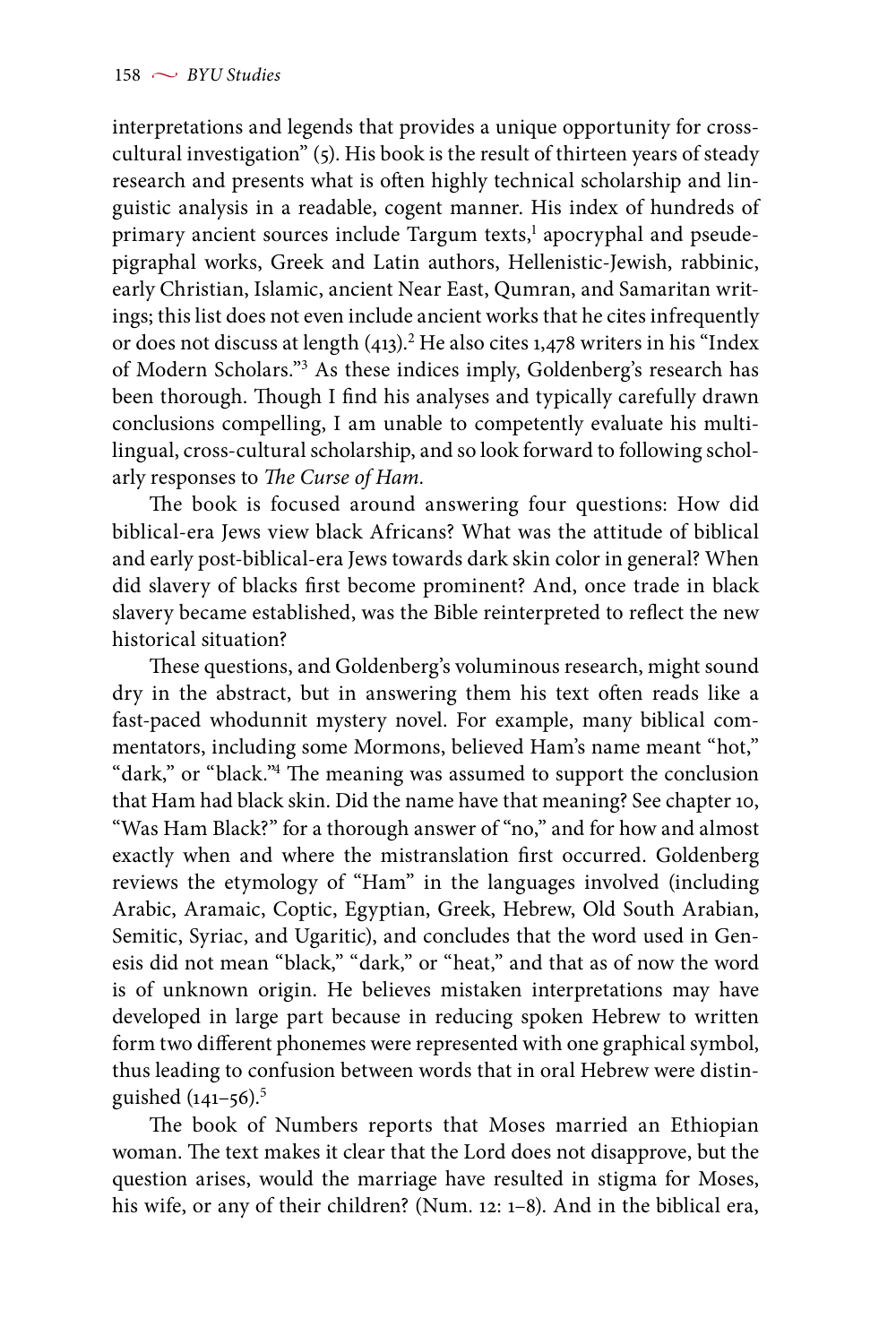interpretations and legends that provides a unique opportunity for cross-cultural investigation" (5). His book is the result of thirteen years of steady research and presents what is often highly technical scholarship and linguistic analysis in a readable, cogent manner. His index of hundreds of primary ancient sources include Targum texts,[1] apocryphal and pseudepigraphal works, Greek and Latin authors, Hellenistic-Jewish, rabbinic, early Christian, Islamic, ancient Near East, Qumran, and Samaritan writings; this list does not even include ancient works that he cites infrequently or does not discuss at length (413).[2] He also cites 1,478 writers in his "Index of Modern Scholars."[3] As these indices imply, Goldenberg's research has been thorough. Though I find his analyses and typically carefully drawn conclusions compelling, I am unable to competently evaluate his multilingual, cross-cultural scholarship, and so look forward to following scholarly responses to *The Curse of Ham.*

The book is focused around answering four questions: How did biblical-era Jews view black Africans? What was the attitude of biblical and early post-biblical-era Jews towards dark skin color in general? When did slavery of blacks first become prominent? And, once trade in black slavery became established, was the Bible reinterpreted to reflect the new historical situation?

These questions, and Goldenberg's voluminous research, might sound dry in the abstract, but in answering them his text often reads like a fast-paced whodunnit mystery novel. For example, many biblical commentators, including some Mormons, believed Ham's name meant "hot," "dark," or "black."[4] The meaning was assumed to support the conclusion that Ham had black skin. Did the name have that meaning? See chapter 10, "Was Ham Black?" for a thorough answer of "no," and for how and almost exactly when and where the mistranslation first occurred. Goldenberg reviews the etymology of "Ham" in the languages involved (including Arabic, Aramaic, Coptic, Egyptian, Greek, Hebrew, Old South Arabian, Semitic, Syriac, and Ugaritic), and concludes that the word used in Genesis did not mean "black," "dark," or "heat," and that as of now the word is of unknown origin. He believes mistaken interpretations may have developed in large part because in reducing spoken Hebrew to written form two different phonemes were represented with one graphical symbol, thus leading to confusion between words that in oral Hebrew were distinguished (141–56).[5]

The book of Numbers reports that Moses married an Ethiopian woman. The text makes it clear that the Lord does not disapprove, but the question arises, would the marriage have resulted in stigma for Moses, his wife, or any of their children? (Num. 12: 1–8). And in the biblical era,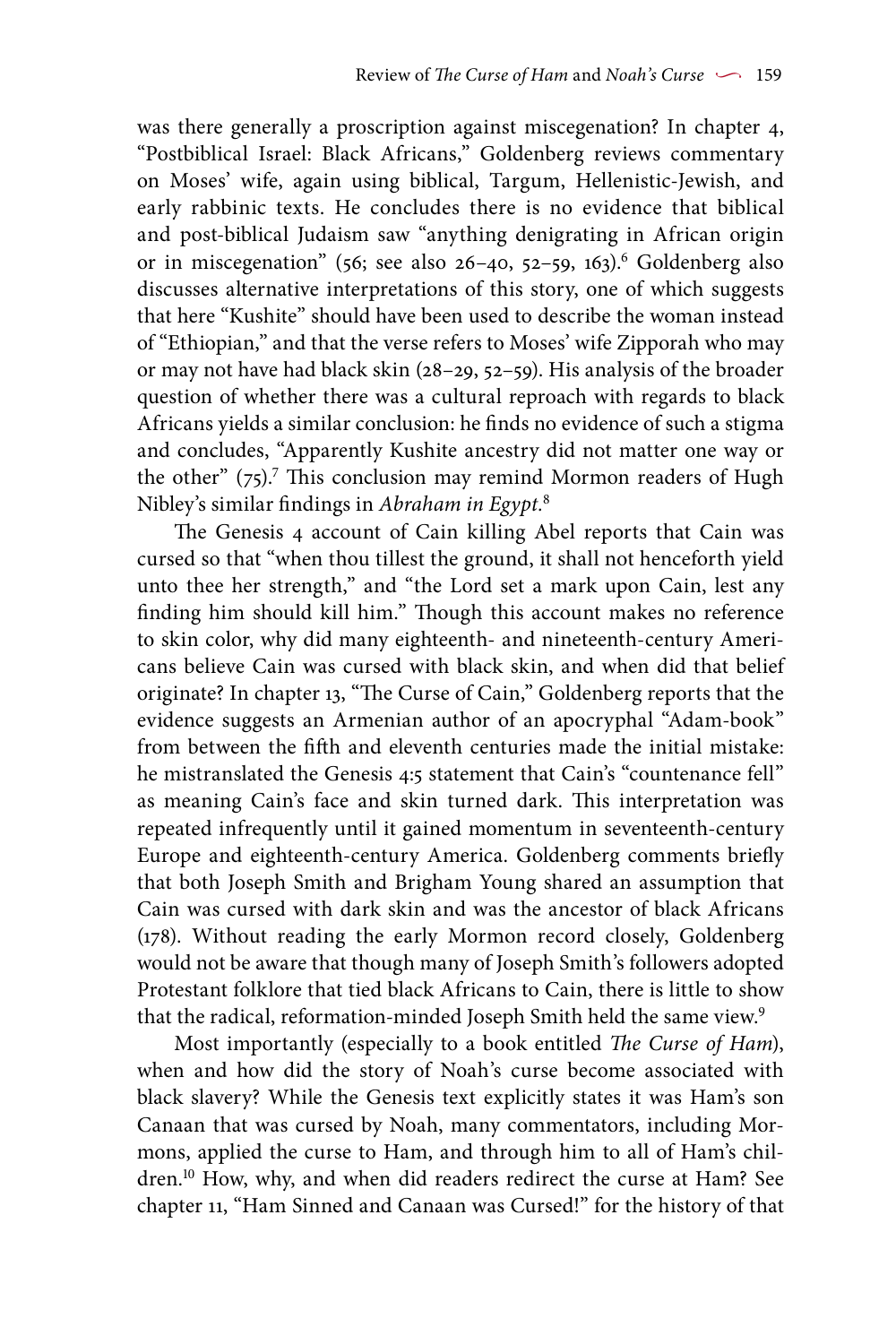was there generally a proscription against miscegenation? In chapter 4, "Postbiblical Israel: Black Africans," Goldenberg reviews commentary on Moses' wife, again using biblical, Targum, Hellenistic-Jewish, and early rabbinic texts. He concludes there is no evidence that biblical and post-biblical Judaism saw "anything denigrating in African origin or in miscegenation" (56; see also 26–40, 52–59, 163).[6] Goldenberg also discusses alternative interpretations of this story, one of which suggests that here "Kushite" should have been used to describe the woman instead of "Ethiopian," and that the verse refers to Moses' wife Zipporah who may or may not have had black skin (28–29, 52–59). His analysis of the broader question of whether there was a cultural reproach with regards to black Africans yields a similar conclusion: he finds no evidence of such a stigma and concludes, "Apparently Kushite ancestry did not matter one way or the other" (75).[7] This conclusion may remind Mormon readers of Hugh Nibley's similar findings in *Abraham in Egypt*.[8]

The Genesis 4 account of Cain killing Abel reports that Cain was cursed so that "when thou tillest the ground, it shall not henceforth yield unto thee her strength," and "the Lord set a mark upon Cain, lest any finding him should kill him." Though this account makes no reference to skin color, why did many eighteenth- and nineteenth-century Americans believe Cain was cursed with black skin, and when did that belief originate? In chapter 13, "The Curse of Cain," Goldenberg reports that the evidence suggests an Armenian author of an apocryphal "Adam-book" from between the fifth and eleventh centuries made the initial mistake: he mistranslated the Genesis 4:5 statement that Cain's "countenance fell" as meaning Cain's face and skin turned dark. This interpretation was repeated infrequently until it gained momentum in seventeenth-century Europe and eighteenth-century America. Goldenberg comments briefly that both Joseph Smith and Brigham Young shared an assumption that Cain was cursed with dark skin and was the ancestor of black Africans (178). Without reading the early Mormon record closely, Goldenberg would not be aware that though many of Joseph Smith's followers adopted Protestant folklore that tied black Africans to Cain, there is little to show that the radical, reformation-minded Joseph Smith held the same view.[9]

Most importantly (especially to a book entitled *The Curse of Ham*), when and how did the story of Noah's curse become associated with black slavery? While the Genesis text explicitly states it was Ham's son Canaan that was cursed by Noah, many commentators, including Mormons, applied the curse to Ham, and through him to all of Ham's children.[10] How, why, and when did readers redirect the curse at Ham? See chapter 11, "Ham Sinned and Canaan was Cursed!" for the history of that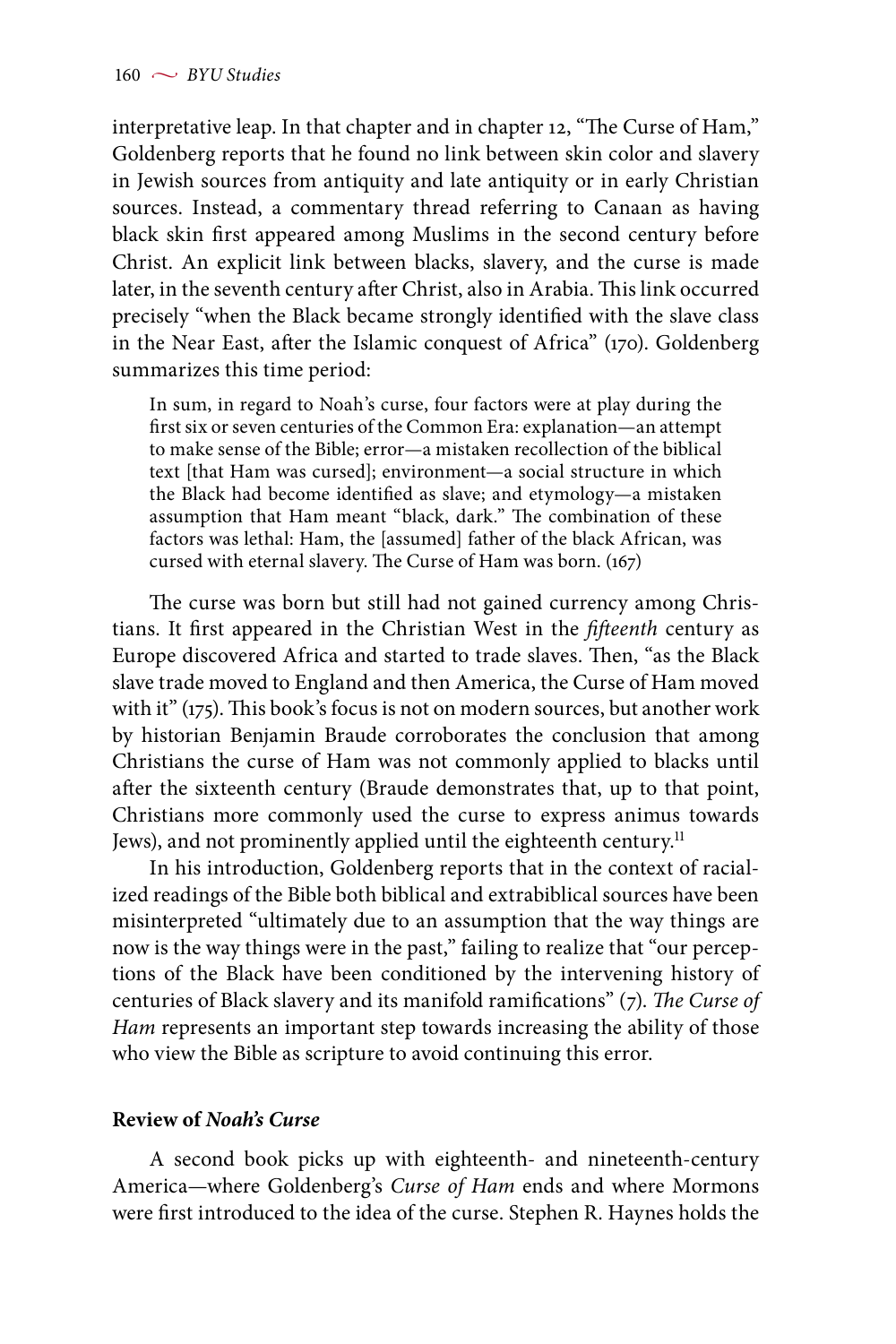interpretative leap. In that chapter and in chapter 12, "The Curse of Ham," Goldenberg reports that he found no link between skin color and slavery in Jewish sources from antiquity and late antiquity or in early Christian sources. Instead, a commentary thread referring to Canaan as having black skin first appeared among Muslims in the second century before Christ. An explicit link between blacks, slavery, and the curse is made later, in the seventh century after Christ, also in Arabia. This link occurred precisely "when the Black became strongly identified with the slave class in the Near East, after the Islamic conquest of Africa" (170). Goldenberg summarizes this time period:

> In sum, in regard to Noah's curse, four factors were at play during the first six or seven centuries of the Common Era: explanation—an attempt to make sense of the Bible; error—a mistaken recollection of the biblical text [that Ham was cursed]; environment—a social structure in which the Black had become identified as slave; and etymology—a mistaken assumption that Ham meant "black, dark." The combination of these factors was lethal: Ham, the [assumed] father of the black African, was cursed with eternal slavery. The Curse of Ham was born. (167)

The curse was born but still had not gained currency among Christians. It first appeared in the Christian West in the *fifteenth* century as Europe discovered Africa and started to trade slaves. Then, "as the Black slave trade moved to England and then America, the Curse of Ham moved with it" (175). This book's focus is not on modern sources, but another work by historian Benjamin Braude corroborates the conclusion that among Christians the curse of Ham was not commonly applied to blacks until after the sixteenth century (Braude demonstrates that, up to that point, Christians more commonly used the curse to express animus towards Jews), and not prominently applied until the eighteenth century.[11]

In his introduction, Goldenberg reports that in the context of racialized readings of the Bible both biblical and extrabiblical sources have been misinterpreted "ultimately due to an assumption that the way things are now is the way things were in the past," failing to realize that "our perceptions of the Black have been conditioned by the intervening history of centuries of Black slavery and its manifold ramifications" (7). *The Curse of Ham* represents an important step towards increasing the ability of those who view the Bible as scripture to avoid continuing this error.

**Review of *Noah's Curse***

A second book picks up with eighteenth- and nineteenth-century America—where Goldenberg's *Curse of Ham* ends and where Mormons were first introduced to the idea of the curse. Stephen R. Haynes holds the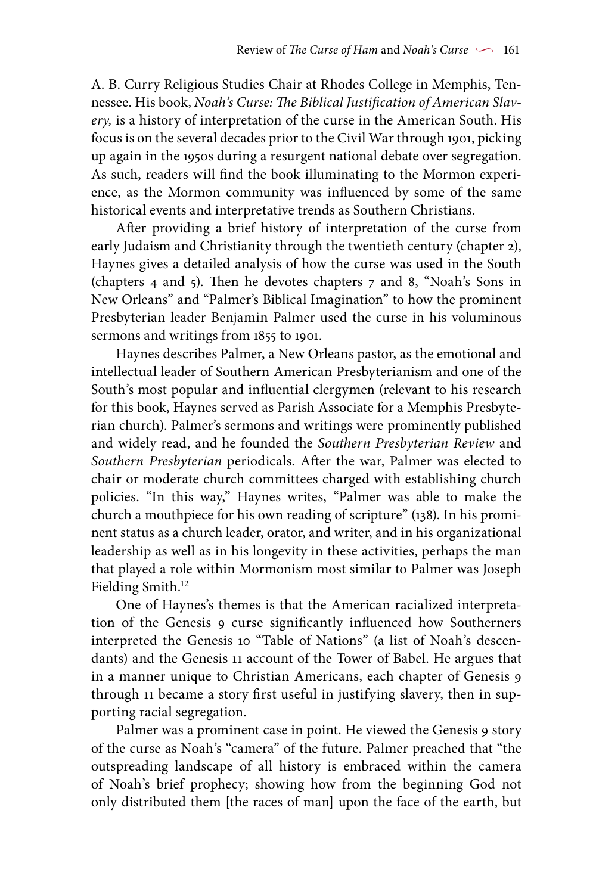A. B. Curry Religious Studies Chair at Rhodes College in Memphis, Tennessee. His book, *Noah's Curse: The Biblical Justification of American Slavery,* is a history of interpretation of the curse in the American South. His focus is on the several decades prior to the Civil War through 1901, picking up again in the 1950s during a resurgent national debate over segregation. As such, readers will find the book illuminating to the Mormon experience, as the Mormon community was influenced by some of the same historical events and interpretative trends as Southern Christians.

After providing a brief history of interpretation of the curse from early Judaism and Christianity through the twentieth century (chapter 2), Haynes gives a detailed analysis of how the curse was used in the South (chapters 4 and 5). Then he devotes chapters 7 and 8, "Noah's Sons in New Orleans" and "Palmer's Biblical Imagination" to how the prominent Presbyterian leader Benjamin Palmer used the curse in his voluminous sermons and writings from 1855 to 1901.

Haynes describes Palmer, a New Orleans pastor, as the emotional and intellectual leader of Southern American Presbyterianism and one of the South's most popular and influential clergymen (relevant to his research for this book, Haynes served as Parish Associate for a Memphis Presbyterian church). Palmer's sermons and writings were prominently published and widely read, and he founded the *Southern Presbyterian Review* and *Southern Presbyterian* periodicals. After the war, Palmer was elected to chair or moderate church committees charged with establishing church policies. "In this way," Haynes writes, "Palmer was able to make the church a mouthpiece for his own reading of scripture" (138). In his prominent status as a church leader, orator, and writer, and in his organizational leadership as well as in his longevity in these activities, perhaps the man that played a role within Mormonism most similar to Palmer was Joseph Fielding Smith.[12]

One of Haynes's themes is that the American racialized interpretation of the Genesis 9 curse significantly influenced how Southerners interpreted the Genesis 10 "Table of Nations" (a list of Noah's descendants) and the Genesis 11 account of the Tower of Babel. He argues that in a manner unique to Christian Americans, each chapter of Genesis 9 through 11 became a story first useful in justifying slavery, then in supporting racial segregation.

Palmer was a prominent case in point. He viewed the Genesis 9 story of the curse as Noah's "camera" of the future. Palmer preached that "the outspreading landscape of all history is embraced within the camera of Noah's brief prophecy; showing how from the beginning God not only distributed them [the races of man] upon the face of the earth, but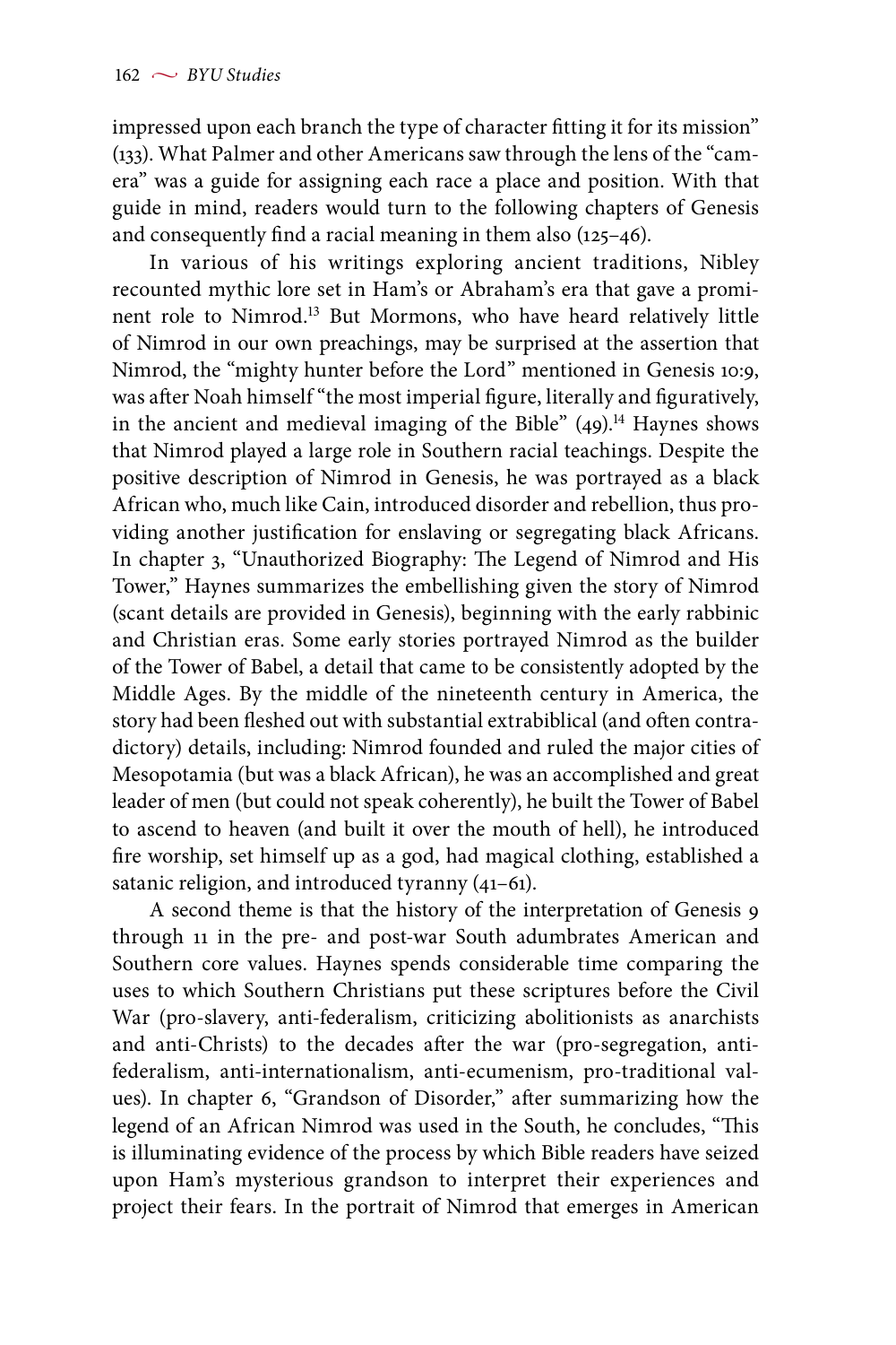impressed upon each branch the type of character fitting it for its mission" (133). What Palmer and other Americans saw through the lens of the "camera" was a guide for assigning each race a place and position. With that guide in mind, readers would turn to the following chapters of Genesis and consequently find a racial meaning in them also (125–46).

In various of his writings exploring ancient traditions, Nibley recounted mythic lore set in Ham's or Abraham's era that gave a prominent role to Nimrod.[13] But Mormons, who have heard relatively little of Nimrod in our own preachings, may be surprised at the assertion that Nimrod, the "mighty hunter before the Lord" mentioned in Genesis 10:9, was after Noah himself "the most imperial figure, literally and figuratively, in the ancient and medieval imaging of the Bible" (49).[14] Haynes shows that Nimrod played a large role in Southern racial teachings. Despite the positive description of Nimrod in Genesis, he was portrayed as a black African who, much like Cain, introduced disorder and rebellion, thus providing another justification for enslaving or segregating black Africans. In chapter 3, "Unauthorized Biography: The Legend of Nimrod and His Tower," Haynes summarizes the embellishing given the story of Nimrod (scant details are provided in Genesis), beginning with the early rabbinic and Christian eras. Some early stories portrayed Nimrod as the builder of the Tower of Babel, a detail that came to be consistently adopted by the Middle Ages. By the middle of the nineteenth century in America, the story had been fleshed out with substantial extrabiblical (and often contradictory) details, including: Nimrod founded and ruled the major cities of Mesopotamia (but was a black African), he was an accomplished and great leader of men (but could not speak coherently), he built the Tower of Babel to ascend to heaven (and built it over the mouth of hell), he introduced fire worship, set himself up as a god, had magical clothing, established a satanic religion, and introduced tyranny (41–61).

A second theme is that the history of the interpretation of Genesis 9 through 11 in the pre- and post-war South adumbrates American and Southern core values. Haynes spends considerable time comparing the uses to which Southern Christians put these scriptures before the Civil War (pro-slavery, anti-federalism, criticizing abolitionists as anarchists and anti-Christs) to the decades after the war (pro-segregation, anti-federalism, anti-internationalism, anti-ecumenism, pro-traditional values). In chapter 6, "Grandson of Disorder," after summarizing how the legend of an African Nimrod was used in the South, he concludes, "This is illuminating evidence of the process by which Bible readers have seized upon Ham's mysterious grandson to interpret their experiences and project their fears. In the portrait of Nimrod that emerges in American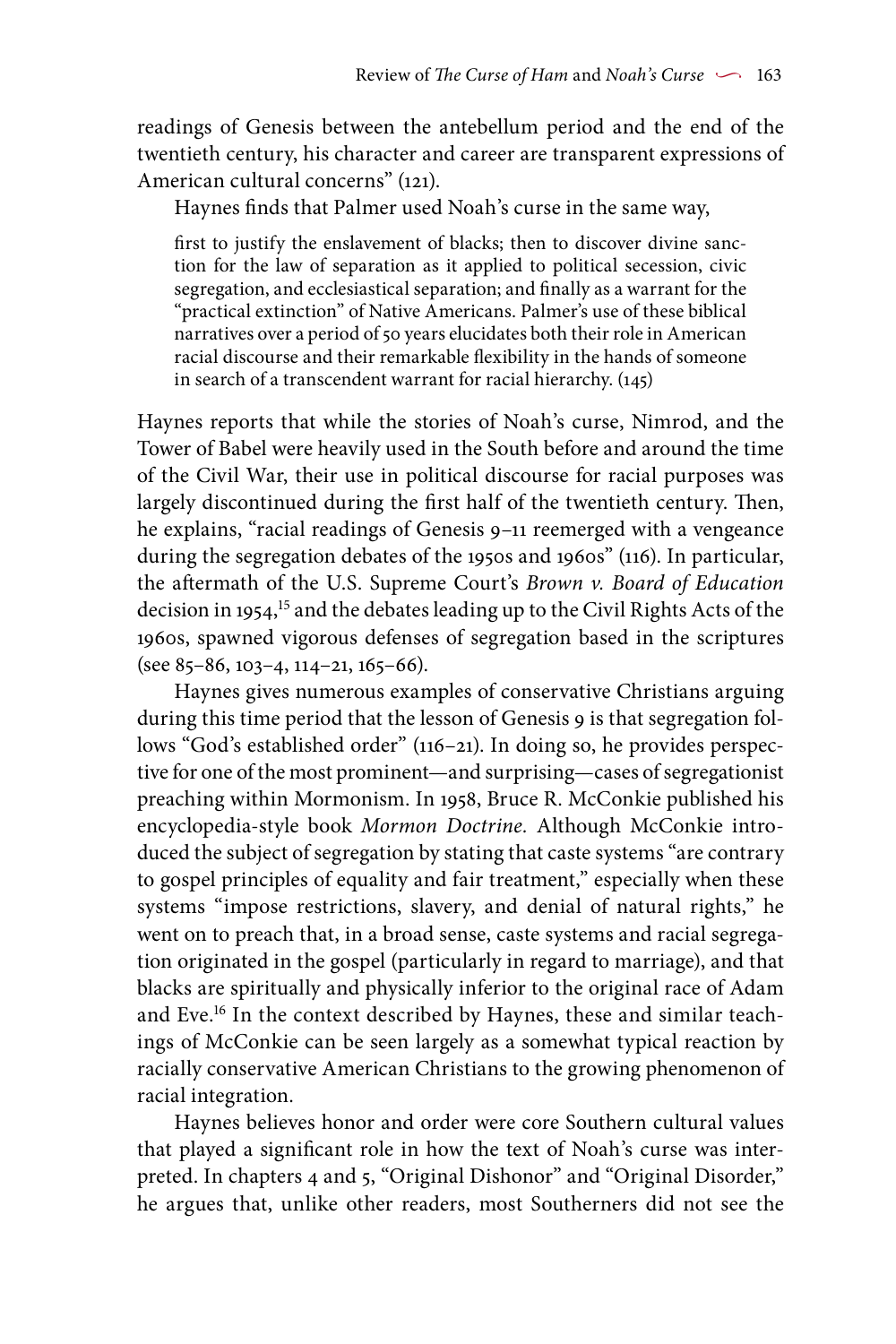readings of Genesis between the antebellum period and the end of the twentieth century, his character and career are transparent expressions of American cultural concerns" (121).

Haynes finds that Palmer used Noah's curse in the same way,

> first to justify the enslavement of blacks; then to discover divine sanction for the law of separation as it applied to political secession, civic segregation, and ecclesiastical separation; and finally as a warrant for the "practical extinction" of Native Americans. Palmer's use of these biblical narratives over a period of 50 years elucidates both their role in American racial discourse and their remarkable flexibility in the hands of someone in search of a transcendent warrant for racial hierarchy. (145)

Haynes reports that while the stories of Noah's curse, Nimrod, and the Tower of Babel were heavily used in the South before and around the time of the Civil War, their use in political discourse for racial purposes was largely discontinued during the first half of the twentieth century. Then, he explains, "racial readings of Genesis 9–11 reemerged with a vengeance during the segregation debates of the 1950s and 1960s" (116). In particular, the aftermath of the U.S. Supreme Court's *Brown v. Board of Education* decision in 1954,[15] and the debates leading up to the Civil Rights Acts of the 1960s, spawned vigorous defenses of segregation based in the scriptures (see 85–86, 103–4, 114–21, 165–66).

Haynes gives numerous examples of conservative Christians arguing during this time period that the lesson of Genesis 9 is that segregation follows "God's established order" (116–21). In doing so, he provides perspective for one of the most prominent—and surprising—cases of segregationist preaching within Mormonism. In 1958, Bruce R. McConkie published his encyclopedia-style book *Mormon Doctrine.* Although McConkie introduced the subject of segregation by stating that caste systems "are contrary to gospel principles of equality and fair treatment," especially when these systems "impose restrictions, slavery, and denial of natural rights," he went on to preach that, in a broad sense, caste systems and racial segregation originated in the gospel (particularly in regard to marriage), and that blacks are spiritually and physically inferior to the original race of Adam and Eve.[16] In the context described by Haynes, these and similar teachings of McConkie can be seen largely as a somewhat typical reaction by racially conservative American Christians to the growing phenomenon of racial integration.

Haynes believes honor and order were core Southern cultural values that played a significant role in how the text of Noah's curse was interpreted. In chapters 4 and 5, "Original Dishonor" and "Original Disorder," he argues that, unlike other readers, most Southerners did not see the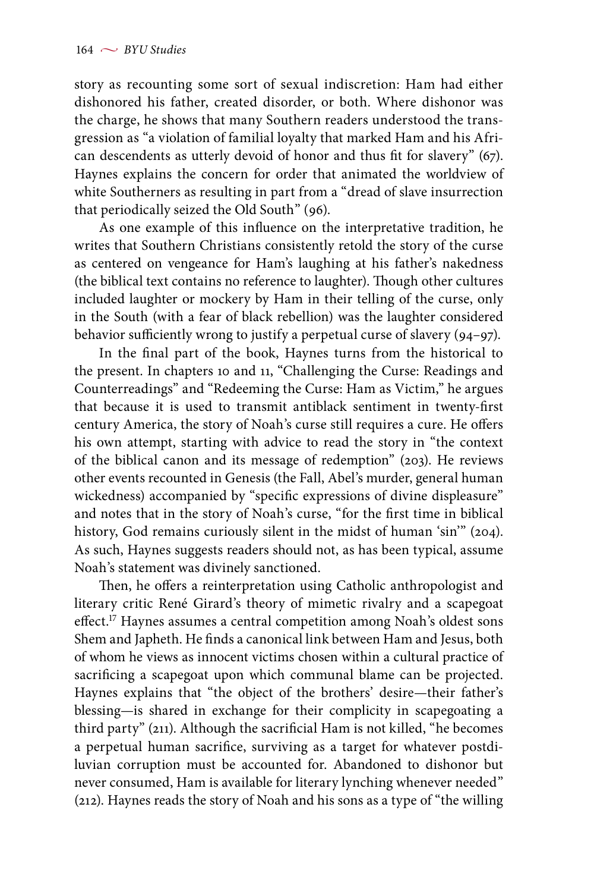story as recounting some sort of sexual indiscretion: Ham had either dishonored his father, created disorder, or both. Where dishonor was the charge, he shows that many Southern readers understood the transgression as "a violation of familial loyalty that marked Ham and his African descendents as utterly devoid of honor and thus fit for slavery" (67). Haynes explains the concern for order that animated the worldview of white Southerners as resulting in part from a "dread of slave insurrection that periodically seized the Old South" (96).

As one example of this influence on the interpretative tradition, he writes that Southern Christians consistently retold the story of the curse as centered on vengeance for Ham's laughing at his father's nakedness (the biblical text contains no reference to laughter). Though other cultures included laughter or mockery by Ham in their telling of the curse, only in the South (with a fear of black rebellion) was the laughter considered behavior sufficiently wrong to justify a perpetual curse of slavery (94–97).

In the final part of the book, Haynes turns from the historical to the present. In chapters 10 and 11, "Challenging the Curse: Readings and Counterreadings" and "Redeeming the Curse: Ham as Victim," he argues that because it is used to transmit antiblack sentiment in twenty-first century America, the story of Noah's curse still requires a cure. He offers his own attempt, starting with advice to read the story in "the context of the biblical canon and its message of redemption" (203). He reviews other events recounted in Genesis (the Fall, Abel's murder, general human wickedness) accompanied by "specific expressions of divine displeasure" and notes that in the story of Noah's curse, "for the first time in biblical history, God remains curiously silent in the midst of human 'sin'" (204). As such, Haynes suggests readers should not, as has been typical, assume Noah's statement was divinely sanctioned.

Then, he offers a reinterpretation using Catholic anthropologist and literary critic René Girard's theory of mimetic rivalry and a scapegoat effect.[17] Haynes assumes a central competition among Noah's oldest sons Shem and Japheth. He finds a canonical link between Ham and Jesus, both of whom he views as innocent victims chosen within a cultural practice of sacrificing a scapegoat upon which communal blame can be projected. Haynes explains that "the object of the brothers' desire—their father's blessing—is shared in exchange for their complicity in scapegoating a third party" (211). Although the sacrificial Ham is not killed, "he becomes a perpetual human sacrifice, surviving as a target for whatever postdiluvian corruption must be accounted for. Abandoned to dishonor but never consumed, Ham is available for literary lynching whenever needed" (212). Haynes reads the story of Noah and his sons as a type of "the willing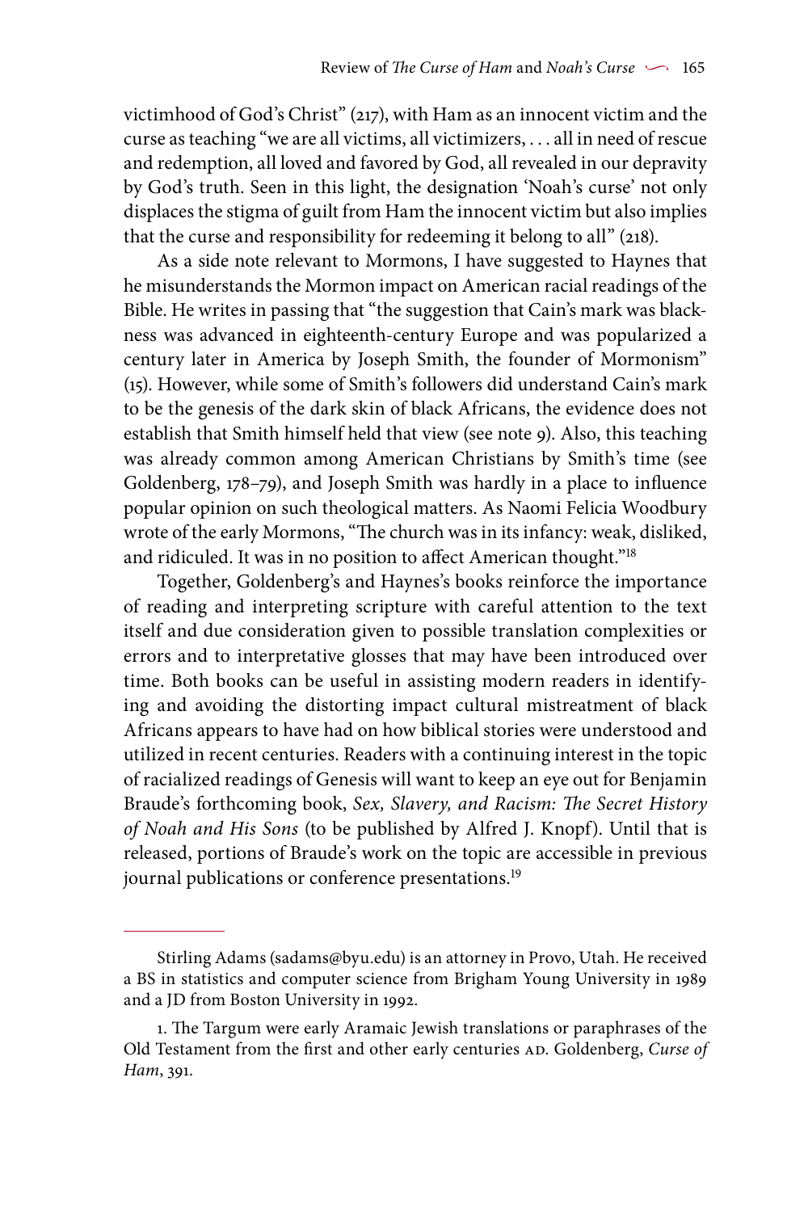victimhood of God's Christ" (217), with Ham as an innocent victim and the curse as teaching "we are all victims, all victimizers, . . . all in need of rescue and redemption, all loved and favored by God, all revealed in our depravity by God's truth. Seen in this light, the designation 'Noah's curse' not only displaces the stigma of guilt from Ham the innocent victim but also implies that the curse and responsibility for redeeming it belong to all" (218).

As a side note relevant to Mormons, I have suggested to Haynes that he misunderstands the Mormon impact on American racial readings of the Bible. He writes in passing that "the suggestion that Cain's mark was blackness was advanced in eighteenth-century Europe and was popularized a century later in America by Joseph Smith, the founder of Mormonism" (15). However, while some of Smith's followers did understand Cain's mark to be the genesis of the dark skin of black Africans, the evidence does not establish that Smith himself held that view (see note 9). Also, this teaching was already common among American Christians by Smith's time (see Goldenberg, 178–79), and Joseph Smith was hardly in a place to influence popular opinion on such theological matters. As Naomi Felicia Woodbury wrote of the early Mormons, "The church was in its infancy: weak, disliked, and ridiculed. It was in no position to affect American thought."[18]

Together, Goldenberg's and Haynes's books reinforce the importance of reading and interpreting scripture with careful attention to the text itself and due consideration given to possible translation complexities or errors and to interpretative glosses that may have been introduced over time. Both books can be useful in assisting modern readers in identifying and avoiding the distorting impact cultural mistreatment of black Africans appears to have had on how biblical stories were understood and utilized in recent centuries. Readers with a continuing interest in the topic of racialized readings of Genesis will want to keep an eye out for Benjamin Braude's forthcoming book, *Sex, Slavery, and Racism: The Secret History of Noah and His Sons* (to be published by Alfred J. Knopf). Until that is released, portions of Braude's work on the topic are accessible in previous journal publications or conference presentations.[19]

---

Stirling Adams (sadams@byu.edu) is an attorney in Provo, Utah. He received a BS in statistics and computer science from Brigham Young University in 1989 and a JD from Boston University in 1992.

1. The Targum were early Aramaic Jewish translations or paraphrases of the Old Testament from the first and other early centuries AD. Goldenberg, *Curse of Ham*, 391.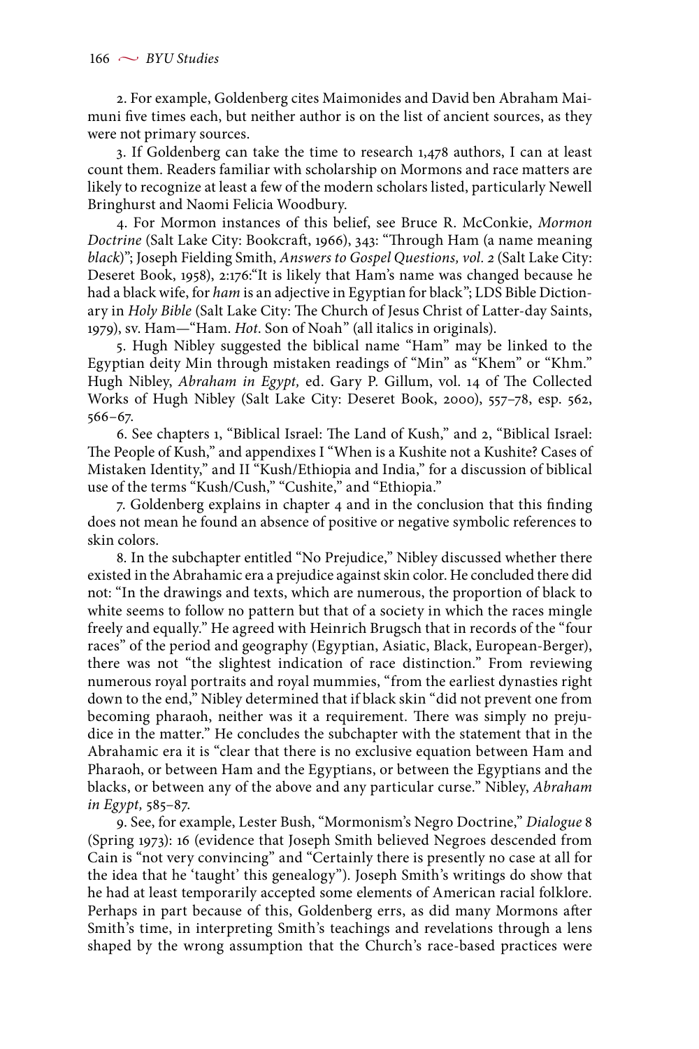2. For example, Goldenberg cites Maimonides and David ben Abraham Maimuni five times each, but neither author is on the list of ancient sources, as they were not primary sources.

3. If Goldenberg can take the time to research 1,478 authors, I can at least count them. Readers familiar with scholarship on Mormons and race matters are likely to recognize at least a few of the modern scholars listed, particularly Newell Bringhurst and Naomi Felicia Woodbury.

4. For Mormon instances of this belief, see Bruce R. McConkie, *Mormon Doctrine* (Salt Lake City: Bookcraft, 1966), 343: "Through Ham (a name meaning *black*)"; Joseph Fielding Smith, *Answers to Gospel Questions, vol. 2* (Salt Lake City: Deseret Book, 1958), 2:176:"It is likely that Ham's name was changed because he had a black wife, for *ham* is an adjective in Egyptian for black"; LDS Bible Dictionary in *Holy Bible* (Salt Lake City: The Church of Jesus Christ of Latter-day Saints, 1979), sv. Ham—"Ham. *Hot.* Son of Noah" (all italics in originals).

5. Hugh Nibley suggested the biblical name "Ham" may be linked to the Egyptian deity Min through mistaken readings of "Min" as "Khem" or "Khm." Hugh Nibley, *Abraham in Egypt,* ed. Gary P. Gillum, vol. 14 of The Collected Works of Hugh Nibley (Salt Lake City: Deseret Book, 2000), 557–78, esp. 562, 566–67.

6. See chapters 1, "Biblical Israel: The Land of Kush," and 2, "Biblical Israel: The People of Kush," and appendixes I "When is a Kushite not a Kushite? Cases of Mistaken Identity," and II "Kush/Ethiopia and India," for a discussion of biblical use of the terms "Kush/Cush," "Cushite," and "Ethiopia."

7. Goldenberg explains in chapter 4 and in the conclusion that this finding does not mean he found an absence of positive or negative symbolic references to skin colors.

8. In the subchapter entitled "No Prejudice," Nibley discussed whether there existed in the Abrahamic era a prejudice against skin color. He concluded there did not: "In the drawings and texts, which are numerous, the proportion of black to white seems to follow no pattern but that of a society in which the races mingle freely and equally." He agreed with Heinrich Brugsch that in records of the "four races" of the period and geography (Egyptian, Asiatic, Black, European-Berger), there was not "the slightest indication of race distinction." From reviewing numerous royal portraits and royal mummies, "from the earliest dynasties right down to the end," Nibley determined that if black skin "did not prevent one from becoming pharaoh, neither was it a requirement. There was simply no prejudice in the matter." He concludes the subchapter with the statement that in the Abrahamic era it is "clear that there is no exclusive equation between Ham and Pharaoh, or between Ham and the Egyptians, or between the Egyptians and the blacks, or between any of the above and any particular curse." Nibley, *Abraham in Egypt,* 585–87.

9. See, for example, Lester Bush, "Mormonism's Negro Doctrine," *Dialogue* 8 (Spring 1973): 16 (evidence that Joseph Smith believed Negroes descended from Cain is "not very convincing" and "Certainly there is presently no case at all for the idea that he 'taught' this genealogy"). Joseph Smith's writings do show that he had at least temporarily accepted some elements of American racial folklore. Perhaps in part because of this, Goldenberg errs, as did many Mormons after Smith's time, in interpreting Smith's teachings and revelations through a lens shaped by the wrong assumption that the Church's race-based practices were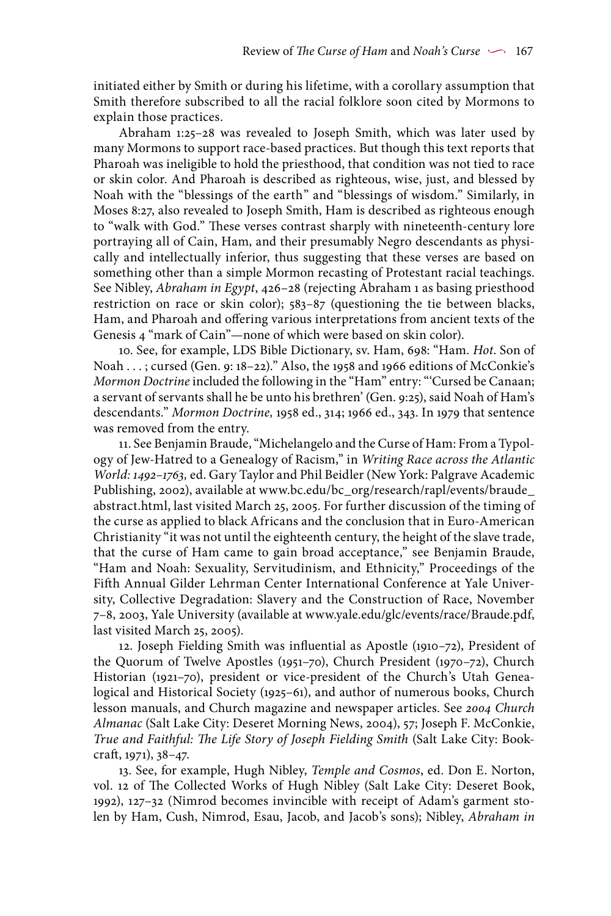initiated either by Smith or during his lifetime, with a corollary assumption that Smith therefore subscribed to all the racial folklore soon cited by Mormons to explain those practices.

Abraham 1:25–28 was revealed to Joseph Smith, which was later used by many Mormons to support race-based practices. But though this text reports that Pharoah was ineligible to hold the priesthood, that condition was not tied to race or skin color. And Pharoah is described as righteous, wise, just, and blessed by Noah with the "blessings of the earth" and "blessings of wisdom." Similarly, in Moses 8:27, also revealed to Joseph Smith, Ham is described as righteous enough to "walk with God." These verses contrast sharply with nineteenth-century lore portraying all of Cain, Ham, and their presumably Negro descendants as physically and intellectually inferior, thus suggesting that these verses are based on something other than a simple Mormon recasting of Protestant racial teachings. See Nibley, *Abraham in Egypt*, 426–28 (rejecting Abraham 1 as basing priesthood restriction on race or skin color); 583–87 (questioning the tie between blacks, Ham, and Pharoah and offering various interpretations from ancient texts of the Genesis 4 "mark of Cain"—none of which were based on skin color).

10. See, for example, LDS Bible Dictionary, sv. Ham, 698: "Ham. *Hot*. Son of Noah . . . ; cursed (Gen. 9: 18–22)." Also, the 1958 and 1966 editions of McConkie's *Mormon Doctrine* included the following in the "Ham" entry: "'Cursed be Canaan; a servant of servants shall he be unto his brethren' (Gen. 9:25), said Noah of Ham's descendants." *Mormon Doctrine,* 1958 ed., 314; 1966 ed., 343. In 1979 that sentence was removed from the entry.

11. See Benjamin Braude, "Michelangelo and the Curse of Ham: From a Typology of Jew-Hatred to a Genealogy of Racism," in *Writing Race across the Atlantic World: 1492–1763,* ed. Gary Taylor and Phil Beidler (New York: Palgrave Academic Publishing, 2002), available at www.bc.edu/bc_org/research/rapl/events/braude_abstract.html, last visited March 25, 2005. For further discussion of the timing of the curse as applied to black Africans and the conclusion that in Euro-American Christianity "it was not until the eighteenth century, the height of the slave trade, that the curse of Ham came to gain broad acceptance," see Benjamin Braude, "Ham and Noah: Sexuality, Servitudinism, and Ethnicity," Proceedings of the Fifth Annual Gilder Lehrman Center International Conference at Yale University, Collective Degradation: Slavery and the Construction of Race, November 7–8, 2003, Yale University (available at www.yale.edu/glc/events/race/Braude.pdf, last visited March 25, 2005).

12. Joseph Fielding Smith was influential as Apostle (1910–72), President of the Quorum of Twelve Apostles (1951–70), Church President (1970–72), Church Historian (1921–70), president or vice-president of the Church's Utah Genealogical and Historical Society (1925–61), and author of numerous books, Church lesson manuals, and Church magazine and newspaper articles. See *2004 Church Almanac* (Salt Lake City: Deseret Morning News, 2004), 57; Joseph F. McConkie, *True and Faithful: The Life Story of Joseph Fielding Smith* (Salt Lake City: Bookcraft, 1971), 38–47.

13. See, for example, Hugh Nibley, *Temple and Cosmos*, ed. Don E. Norton, vol. 12 of The Collected Works of Hugh Nibley (Salt Lake City: Deseret Book, 1992), 127–32 (Nimrod becomes invincible with receipt of Adam's garment stolen by Ham, Cush, Nimrod, Esau, Jacob, and Jacob's sons); Nibley, *Abraham in*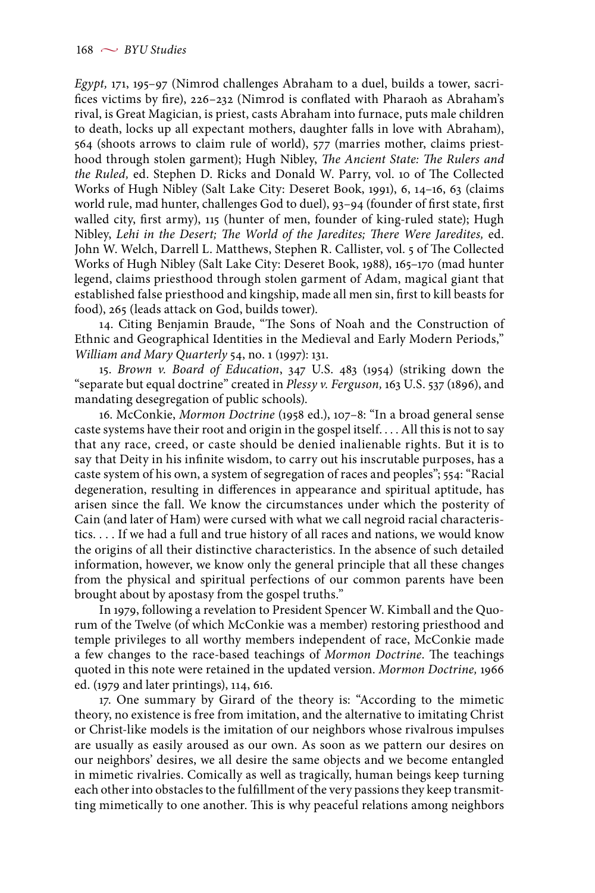*Egypt,* 171, 195–97 (Nimrod challenges Abraham to a duel, builds a tower, sacrifices victims by fire), 226–232 (Nimrod is conflated with Pharaoh as Abraham's rival, is Great Magician, is priest, casts Abraham into furnace, puts male children to death, locks up all expectant mothers, daughter falls in love with Abraham), 564 (shoots arrows to claim rule of world), 577 (marries mother, claims priesthood through stolen garment); Hugh Nibley, *The Ancient State: The Rulers and the Ruled,* ed. Stephen D. Ricks and Donald W. Parry, vol. 10 of The Collected Works of Hugh Nibley (Salt Lake City: Deseret Book, 1991), 6, 14–16, 63 (claims world rule, mad hunter, challenges God to duel), 93–94 (founder of first state, first walled city, first army), 115 (hunter of men, founder of king-ruled state); Hugh Nibley, *Lehi in the Desert; The World of the Jaredites; There Were Jaredites,* ed. John W. Welch, Darrell L. Matthews, Stephen R. Callister, vol. 5 of The Collected Works of Hugh Nibley (Salt Lake City: Deseret Book, 1988), 165–170 (mad hunter legend, claims priesthood through stolen garment of Adam, magical giant that established false priesthood and kingship, made all men sin, first to kill beasts for food), 265 (leads attack on God, builds tower).

14. Citing Benjamin Braude, "The Sons of Noah and the Construction of Ethnic and Geographical Identities in the Medieval and Early Modern Periods," *William and Mary Quarterly* 54, no. 1 (1997): 131.

15. *Brown v. Board of Education*, 347 U.S. 483 (1954) (striking down the "separate but equal doctrine" created in *Plessy v. Ferguson,* 163 U.S. 537 (1896), and mandating desegregation of public schools).

16. McConkie, *Mormon Doctrine* (1958 ed.), 107–8: "In a broad general sense caste systems have their root and origin in the gospel itself. . . . All this is not to say that any race, creed, or caste should be denied inalienable rights. But it is to say that Deity in his infinite wisdom, to carry out his inscrutable purposes, has a caste system of his own, a system of segregation of races and peoples"; 554: "Racial degeneration, resulting in differences in appearance and spiritual aptitude, has arisen since the fall. We know the circumstances under which the posterity of Cain (and later of Ham) were cursed with what we call negroid racial characteristics. . . . If we had a full and true history of all races and nations, we would know the origins of all their distinctive characteristics. In the absence of such detailed information, however, we know only the general principle that all these changes from the physical and spiritual perfections of our common parents have been brought about by apostasy from the gospel truths."

In 1979, following a revelation to President Spencer W. Kimball and the Quorum of the Twelve (of which McConkie was a member) restoring priesthood and temple privileges to all worthy members independent of race, McConkie made a few changes to the race-based teachings of *Mormon Doctrine*. The teachings quoted in this note were retained in the updated version. *Mormon Doctrine,* 1966 ed. (1979 and later printings), 114, 616.

17. One summary by Girard of the theory is: "According to the mimetic theory, no existence is free from imitation, and the alternative to imitating Christ or Christ-like models is the imitation of our neighbors whose rivalrous impulses are usually as easily aroused as our own. As soon as we pattern our desires on our neighbors' desires, we all desire the same objects and we become entangled in mimetic rivalries. Comically as well as tragically, human beings keep turning each other into obstacles to the fulfillment of the very passions they keep transmitting mimetically to one another. This is why peaceful relations among neighbors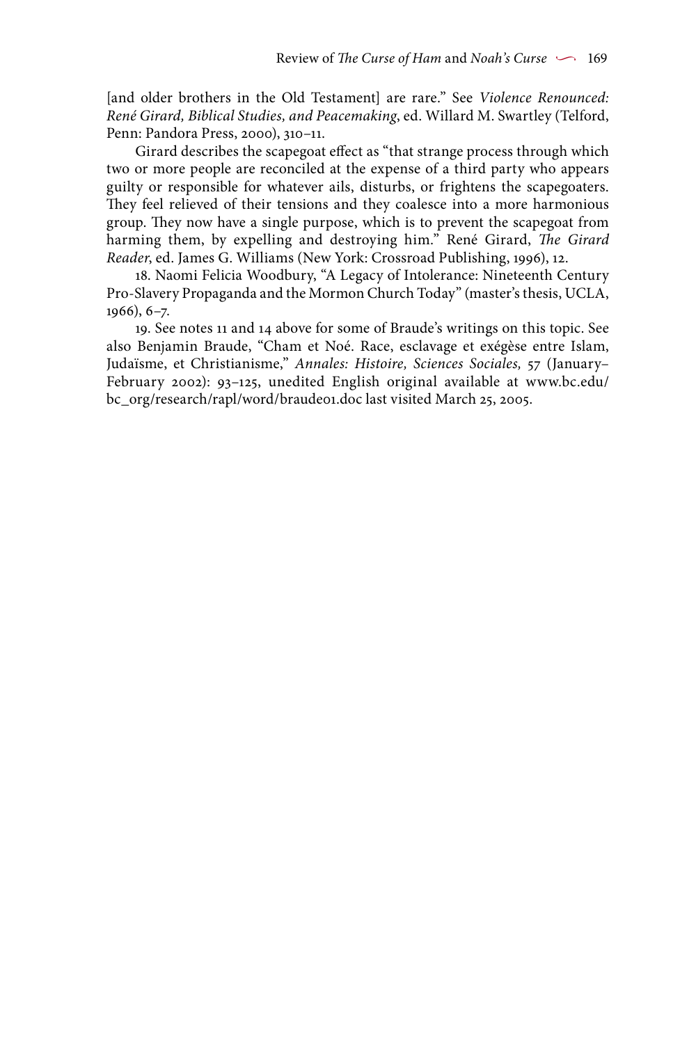[and older brothers in the Old Testament] are rare." See *Violence Renounced: René Girard, Biblical Studies, and Peacemaking*, ed. Willard M. Swartley (Telford, Penn: Pandora Press, 2000), 310–11.

Girard describes the scapegoat effect as "that strange process through which two or more people are reconciled at the expense of a third party who appears guilty or responsible for whatever ails, disturbs, or frightens the scapegoaters. They feel relieved of their tensions and they coalesce into a more harmonious group. They now have a single purpose, which is to prevent the scapegoat from harming them, by expelling and destroying him." René Girard, *The Girard Reader*, ed. James G. Williams (New York: Crossroad Publishing, 1996), 12.

18. Naomi Felicia Woodbury, "A Legacy of Intolerance: Nineteenth Century Pro-Slavery Propaganda and the Mormon Church Today" (master's thesis, UCLA, 1966), 6–7.

19. See notes 11 and 14 above for some of Braude's writings on this topic. See also Benjamin Braude, "Cham et Noé. Race, esclavage et exégèse entre Islam, Judaïsme, et Christianisme," *Annales: Histoire, Sciences Sociales,* 57 (January–February 2002): 93–125, unedited English original available at www.bc.edu/bc_org/research/rapl/word/braude01.doc last visited March 25, 2005.